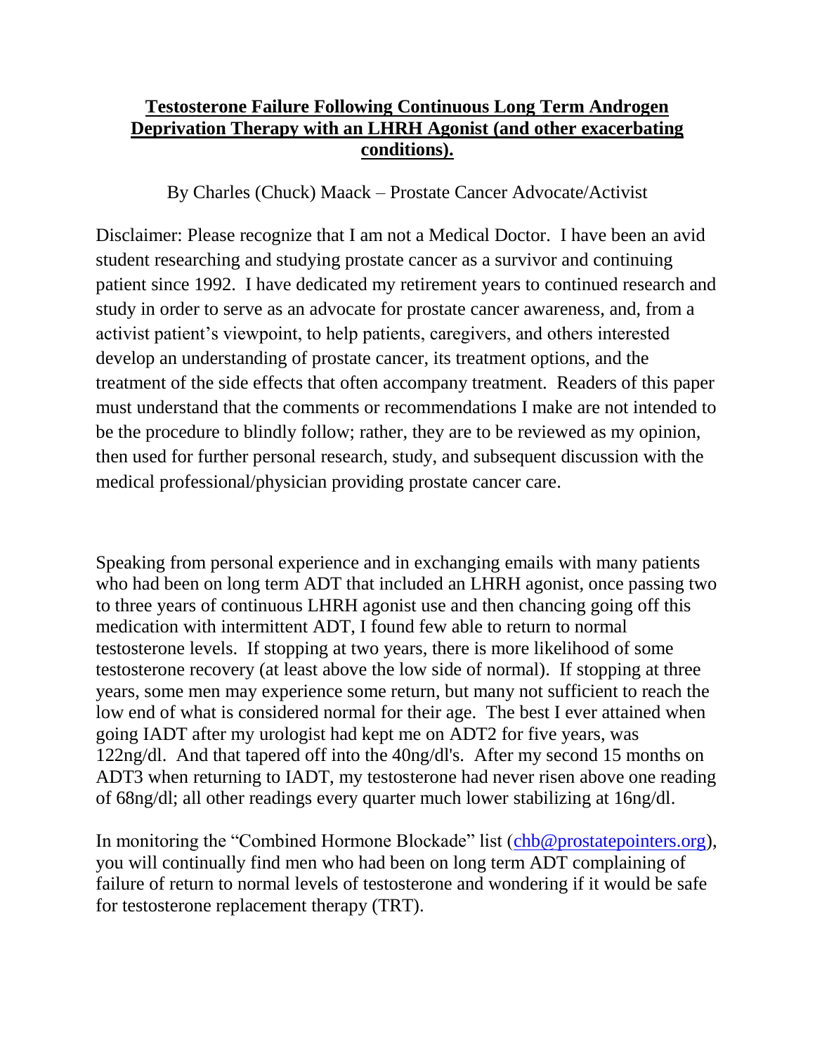# Testosterone Failure Following Continuous Long Term Androgen Deprivation Therapy with an LHRH Agonist (and other exacerbating conditions).

By Charles (Chuck) Maack – Prostate Cancer Advocate/Activist

Disclaimer: Please recognize that I am not a Medical Doctor. I have been an avid student researching and studying prostate cancer as a survivor and continuing patient since 1992. I have dedicated my retirement years to continued research and study in order to serve as an advocate for prostate cancer awareness, and, from a activist patient's viewpoint, to help patients, caregivers, and others interested develop an understanding of prostate cancer, its treatment options, and the treatment of the side effects that often accompany treatment. Readers of this paper must understand that the comments or recommendations I make are not intended to be the procedure to blindly follow; rather, they are to be reviewed as my opinion, then used for further personal research, study, and subsequent discussion with the medical professional/physician providing prostate cancer care.

Speaking from personal experience and in exchanging emails with many patients who had been on long term ADT that included an LHRH agonist, once passing two to three years of continuous LHRH agonist use and then chancing going off this medication with intermittent ADT, I found few able to return to normal testosterone levels. If stopping at two years, there is more likelihood of some testosterone recovery (at least above the low side of normal). If stopping at three years, some men may experience some return, but many not sufficient to reach the low end of what is considered normal for their age. The best I ever attained when going IADT after my urologist had kept me on ADT2 for five years, was 122ng/dl. And that tapered off into the 40ng/dl's. After my second 15 months on ADT3 when returning to IADT, my testosterone had never risen above one reading of 68ng/dl; all other readings every quarter much lower stabilizing at 16ng/dl.

In monitoring the "Combined Hormone Blockade" list (chb@prostatepointers.org), you will continually find men who had been on long term ADT complaining of failure of return to normal levels of testosterone and wondering if it would be safe for testosterone replacement therapy (TRT).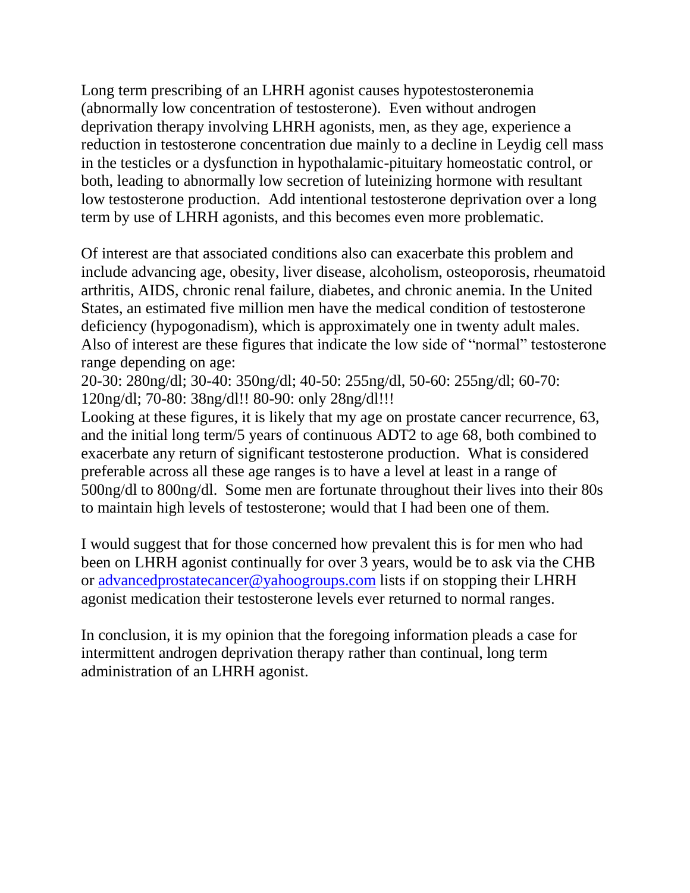Long term prescribing of an LHRH agonist causes hypotestosteronemia (abnormally low concentration of testosterone). Even without androgen deprivation therapy involving LHRH agonists, men, as they age, experience a reduction in testosterone concentration due mainly to a decline in Leydig cell mass in the testicles or a dysfunction in hypothalamic-pituitary homeostatic control, or both, leading to abnormally low secretion of luteinizing hormone with resultant low testosterone production. Add intentional testosterone deprivation over a long term by use of LHRH agonists, and this becomes even more problematic.

Of interest are that associated conditions also can exacerbate this problem and include advancing age, obesity, liver disease, alcoholism, osteoporosis, rheumatoid arthritis, AIDS, chronic renal failure, diabetes, and chronic anemia. In the United States, an estimated five million men have the medical condition of testosterone deficiency (hypogonadism), which is approximately one in twenty adult males. Also of interest are these figures that indicate the low side of "normal" testosterone range depending on age:
20-30: 280ng/dl; 30-40: 350ng/dl; 40-50: 255ng/dl, 50-60: 255ng/dl; 60-70: 120ng/dl; 70-80: 38ng/dl!! 80-90: only 28ng/dl!!!
Looking at these figures, it is likely that my age on prostate cancer recurrence, 63, and the initial long term/5 years of continuous ADT2 to age 68, both combined to exacerbate any return of significant testosterone production. What is considered preferable across all these age ranges is to have a level at least in a range of 500ng/dl to 800ng/dl. Some men are fortunate throughout their lives into their 80s to maintain high levels of testosterone; would that I had been one of them.

I would suggest that for those concerned how prevalent this is for men who had been on LHRH agonist continually for over 3 years, would be to ask via the CHB or advancedprostatecancer@yahoogroups.com lists if on stopping their LHRH agonist medication their testosterone levels ever returned to normal ranges.

In conclusion, it is my opinion that the foregoing information pleads a case for intermittent androgen deprivation therapy rather than continual, long term administration of an LHRH agonist.